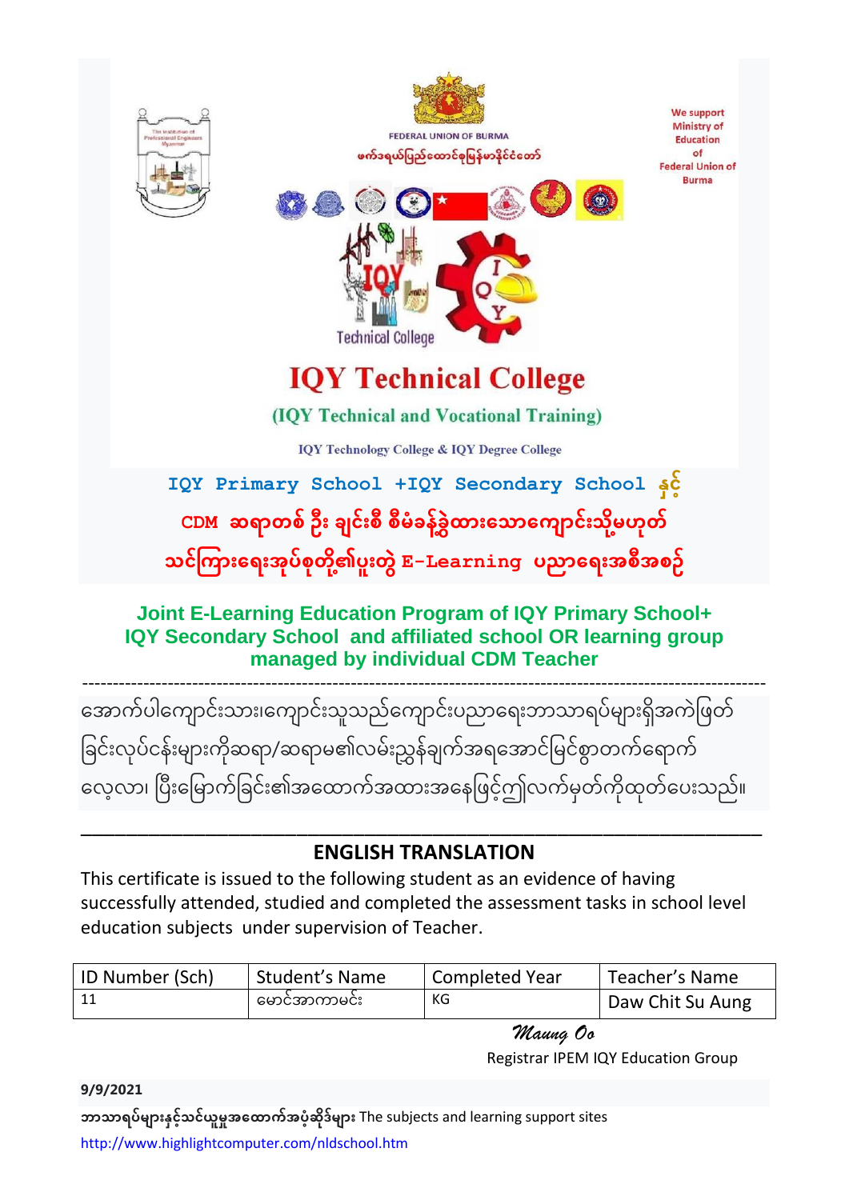The Institution of Professional Engineers Myanmar

FEDERAL UNION OF BURMA

ဖက်ဒရယ်ပြည်ထောင်စုမြန်မာနိုင်ငံတော်

We support Ministry of Education of Federal Union of Burma

Technical College

# IQY Technical College

## (IQY Technical and Vocational Training)

IQY Technology College & IQY Degree College

**IQY Primary School +IQY Secondary School နှင့်**

**CDM ဆရာတစ် ဦး ချင်းစီ စီမံခန့်ခွဲထားသောကျောင်းသို့မဟုတ်**

**သင်ကြားရေးအုပ်စုတို့၏ပူးတွဲ E-Learning ပညာရေးအစီအစဉ်**

**Joint E-Learning Education Program of IQY Primary School+ IQY Secondary School and affiliated school OR learning group managed by individual CDM Teacher**

---

အောက်ပါကျောင်းသား၊ကျောင်းသူသည်ကျောင်းပညာရေးဘာသာရပ်များရှိအကဲဖြတ်ခြင်းလုပ်ငန်းများကိုဆရာ/ဆရာမ၏လမ်းညွှန်ချက်အရအောင်မြင်စွာတက်ရောက်လေ့လာ၊ ပြီးမြောက်ခြင်း၏အထောက်အထားအနေဖြင့်ဤလက်မှတ်ကိုထုတ်ပေးသည်။

---

## ENGLISH TRANSLATION

This certificate is issued to the following student as an evidence of having successfully attended, studied and completed the assessment tasks in school level education subjects under supervision of Teacher.

| ID Number (Sch) | Student's Name | Completed Year | Teacher's Name |
|---|---|---|---|
| 11 | မောင်အာကာမင်း | KG | Daw Chit Su Aung |

*Maung Oo*

Registrar IPEM IQY Education Group

**9/9/2021**

**ဘာသာရပ်များနှင့်သင်ယူမှုအထောက်အပံ့ဆိုဒ်များ** The subjects and learning support sites

http://www.highlightcomputer.com/nldschool.htm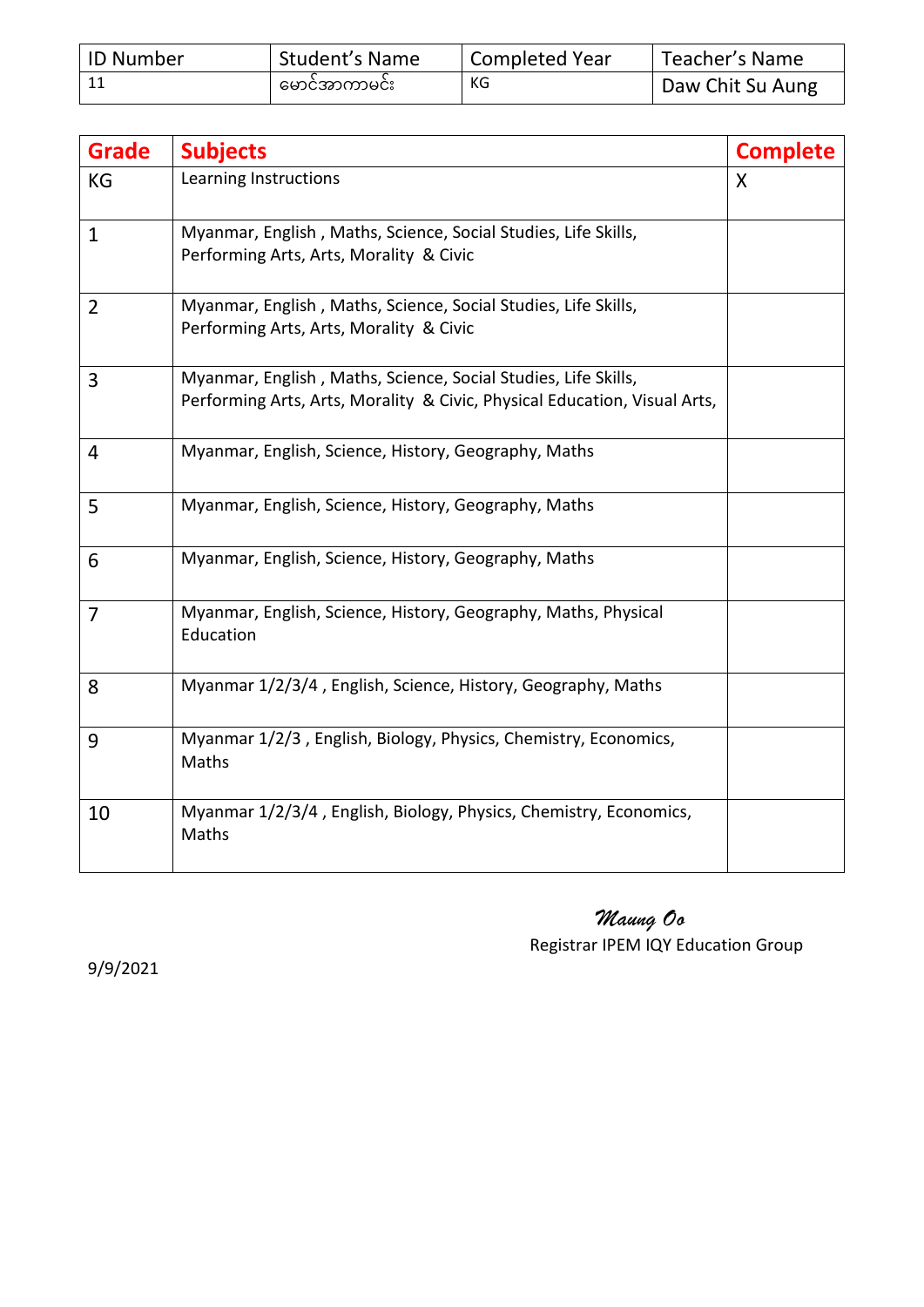| ID Number | Student's Name | Completed Year | Teacher's Name |
| --- | --- | --- | --- |
| 11 | မောင်အာကာမင်း | KG | Daw Chit Su Aung |

| Grade | Subjects | Complete |
| --- | --- | --- |
| KG | Learning Instructions | X |
| 1 | Myanmar, English , Maths, Science, Social Studies, Life Skills, Performing Arts, Arts, Morality & Civic | |
| 2 | Myanmar, English , Maths, Science, Social Studies, Life Skills, Performing Arts, Arts, Morality & Civic | |
| 3 | Myanmar, English , Maths, Science, Social Studies, Life Skills, Performing Arts, Arts, Morality & Civic, Physical Education, Visual Arts, | |
| 4 | Myanmar, English, Science, History, Geography, Maths | |
| 5 | Myanmar, English, Science, History, Geography, Maths | |
| 6 | Myanmar, English, Science, History, Geography, Maths | |
| 7 | Myanmar, English, Science, History, Geography, Maths, Physical Education | |
| 8 | Myanmar 1/2/3/4 , English, Science, History, Geography, Maths | |
| 9 | Myanmar 1/2/3 , English, Biology, Physics, Chemistry, Economics, Maths | |
| 10 | Myanmar 1/2/3/4 , English, Biology, Physics, Chemistry, Economics, Maths | |

*Maung Oo*

Registrar IPEM IQY Education Group

9/9/2021